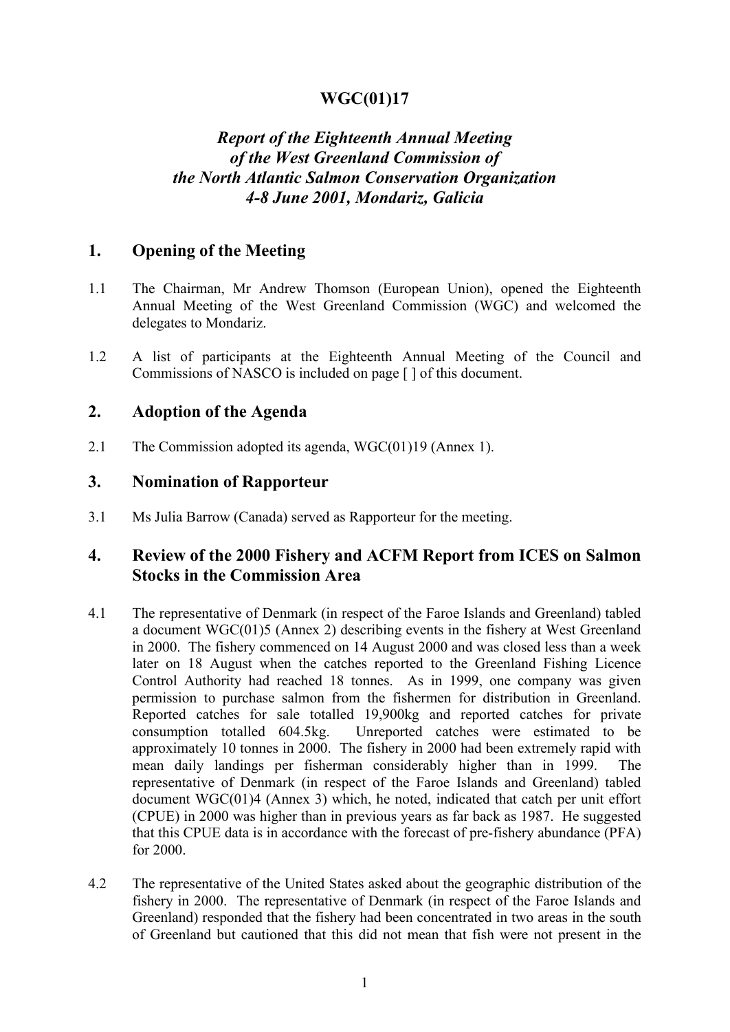# WGC(01)17

## *Report of the Eighteenth Annual Meeting of the West Greenland Commission of the North Atlantic Salmon Conservation Organization 4-8 June 2001, Mondariz, Galicia*

## 1. Opening of the Meeting

1.1 The Chairman, Mr Andrew Thomson (European Union), opened the Eighteenth Annual Meeting of the West Greenland Commission (WGC) and welcomed the delegates to Mondariz.

1.2 A list of participants at the Eighteenth Annual Meeting of the Council and Commissions of NASCO is included on page [ ] of this document.

## 2. Adoption of the Agenda

2.1 The Commission adopted its agenda, WGC(01)19 (Annex 1).

## 3. Nomination of Rapporteur

3.1 Ms Julia Barrow (Canada) served as Rapporteur for the meeting.

## 4. Review of the 2000 Fishery and ACFM Report from ICES on Salmon Stocks in the Commission Area

4.1 The representative of Denmark (in respect of the Faroe Islands and Greenland) tabled a document WGC(01)5 (Annex 2) describing events in the fishery at West Greenland in 2000. The fishery commenced on 14 August 2000 and was closed less than a week later on 18 August when the catches reported to the Greenland Fishing Licence Control Authority had reached 18 tonnes. As in 1999, one company was given permission to purchase salmon from the fishermen for distribution in Greenland. Reported catches for sale totalled 19,900kg and reported catches for private consumption totalled 604.5kg. Unreported catches were estimated to be approximately 10 tonnes in 2000. The fishery in 2000 had been extremely rapid with mean daily landings per fisherman considerably higher than in 1999. The representative of Denmark (in respect of the Faroe Islands and Greenland) tabled document WGC(01)4 (Annex 3) which, he noted, indicated that catch per unit effort (CPUE) in 2000 was higher than in previous years as far back as 1987. He suggested that this CPUE data is in accordance with the forecast of pre-fishery abundance (PFA) for 2000.

4.2 The representative of the United States asked about the geographic distribution of the fishery in 2000. The representative of Denmark (in respect of the Faroe Islands and Greenland) responded that the fishery had been concentrated in two areas in the south of Greenland but cautioned that this did not mean that fish were not present in the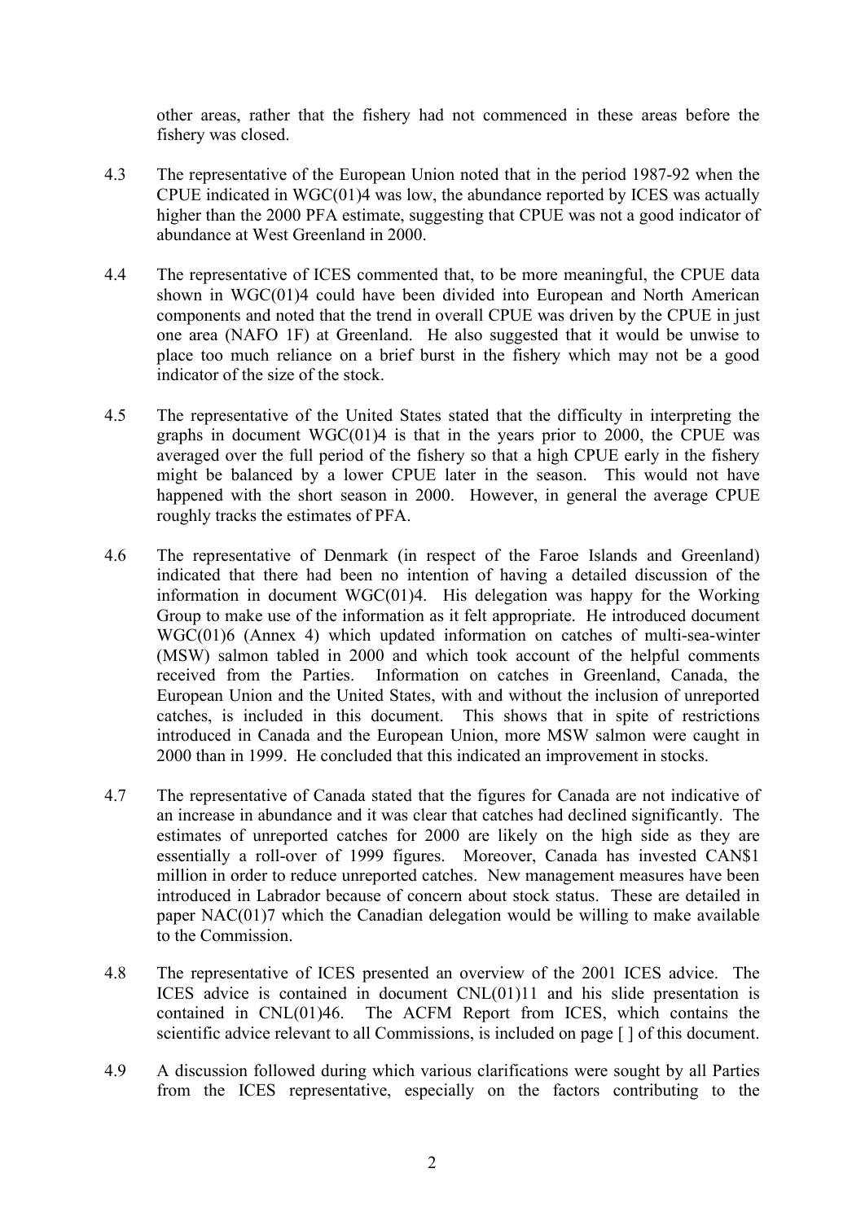other areas, rather that the fishery had not commenced in these areas before the fishery was closed.

4.3 The representative of the European Union noted that in the period 1987-92 when the CPUE indicated in WGC(01)4 was low, the abundance reported by ICES was actually higher than the 2000 PFA estimate, suggesting that CPUE was not a good indicator of abundance at West Greenland in 2000.

4.4 The representative of ICES commented that, to be more meaningful, the CPUE data shown in WGC(01)4 could have been divided into European and North American components and noted that the trend in overall CPUE was driven by the CPUE in just one area (NAFO 1F) at Greenland. He also suggested that it would be unwise to place too much reliance on a brief burst in the fishery which may not be a good indicator of the size of the stock.

4.5 The representative of the United States stated that the difficulty in interpreting the graphs in document WGC(01)4 is that in the years prior to 2000, the CPUE was averaged over the full period of the fishery so that a high CPUE early in the fishery might be balanced by a lower CPUE later in the season. This would not have happened with the short season in 2000. However, in general the average CPUE roughly tracks the estimates of PFA.

4.6 The representative of Denmark (in respect of the Faroe Islands and Greenland) indicated that there had been no intention of having a detailed discussion of the information in document WGC(01)4. His delegation was happy for the Working Group to make use of the information as it felt appropriate. He introduced document WGC(01)6 (Annex 4) which updated information on catches of multi-sea-winter (MSW) salmon tabled in 2000 and which took account of the helpful comments received from the Parties. Information on catches in Greenland, Canada, the European Union and the United States, with and without the inclusion of unreported catches, is included in this document. This shows that in spite of restrictions introduced in Canada and the European Union, more MSW salmon were caught in 2000 than in 1999. He concluded that this indicated an improvement in stocks.

4.7 The representative of Canada stated that the figures for Canada are not indicative of an increase in abundance and it was clear that catches had declined significantly. The estimates of unreported catches for 2000 are likely on the high side as they are essentially a roll-over of 1999 figures. Moreover, Canada has invested CAN$1 million in order to reduce unreported catches. New management measures have been introduced in Labrador because of concern about stock status. These are detailed in paper NAC(01)7 which the Canadian delegation would be willing to make available to the Commission.

4.8 The representative of ICES presented an overview of the 2001 ICES advice. The ICES advice is contained in document CNL(01)11 and his slide presentation is contained in CNL(01)46. The ACFM Report from ICES, which contains the scientific advice relevant to all Commissions, is included on page [ ] of this document.

4.9 A discussion followed during which various clarifications were sought by all Parties from the ICES representative, especially on the factors contributing to the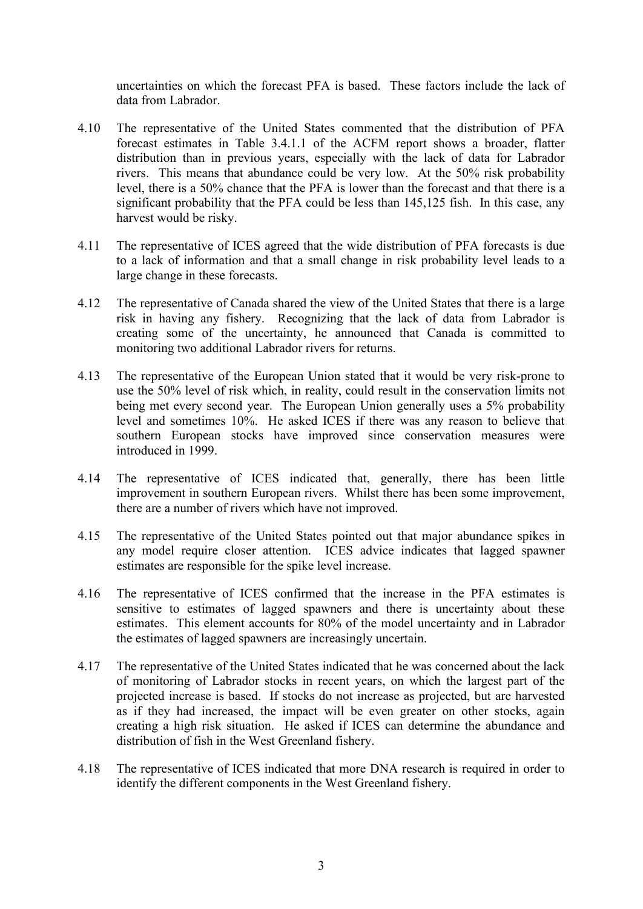uncertainties on which the forecast PFA is based. These factors include the lack of data from Labrador.

4.10 The representative of the United States commented that the distribution of PFA forecast estimates in Table 3.4.1.1 of the ACFM report shows a broader, flatter distribution than in previous years, especially with the lack of data for Labrador rivers. This means that abundance could be very low. At the 50% risk probability level, there is a 50% chance that the PFA is lower than the forecast and that there is a significant probability that the PFA could be less than 145,125 fish. In this case, any harvest would be risky.

4.11 The representative of ICES agreed that the wide distribution of PFA forecasts is due to a lack of information and that a small change in risk probability level leads to a large change in these forecasts.

4.12 The representative of Canada shared the view of the United States that there is a large risk in having any fishery. Recognizing that the lack of data from Labrador is creating some of the uncertainty, he announced that Canada is committed to monitoring two additional Labrador rivers for returns.

4.13 The representative of the European Union stated that it would be very risk-prone to use the 50% level of risk which, in reality, could result in the conservation limits not being met every second year. The European Union generally uses a 5% probability level and sometimes 10%. He asked ICES if there was any reason to believe that southern European stocks have improved since conservation measures were introduced in 1999.

4.14 The representative of ICES indicated that, generally, there has been little improvement in southern European rivers. Whilst there has been some improvement, there are a number of rivers which have not improved.

4.15 The representative of the United States pointed out that major abundance spikes in any model require closer attention. ICES advice indicates that lagged spawner estimates are responsible for the spike level increase.

4.16 The representative of ICES confirmed that the increase in the PFA estimates is sensitive to estimates of lagged spawners and there is uncertainty about these estimates. This element accounts for 80% of the model uncertainty and in Labrador the estimates of lagged spawners are increasingly uncertain.

4.17 The representative of the United States indicated that he was concerned about the lack of monitoring of Labrador stocks in recent years, on which the largest part of the projected increase is based. If stocks do not increase as projected, but are harvested as if they had increased, the impact will be even greater on other stocks, again creating a high risk situation. He asked if ICES can determine the abundance and distribution of fish in the West Greenland fishery.

4.18 The representative of ICES indicated that more DNA research is required in order to identify the different components in the West Greenland fishery.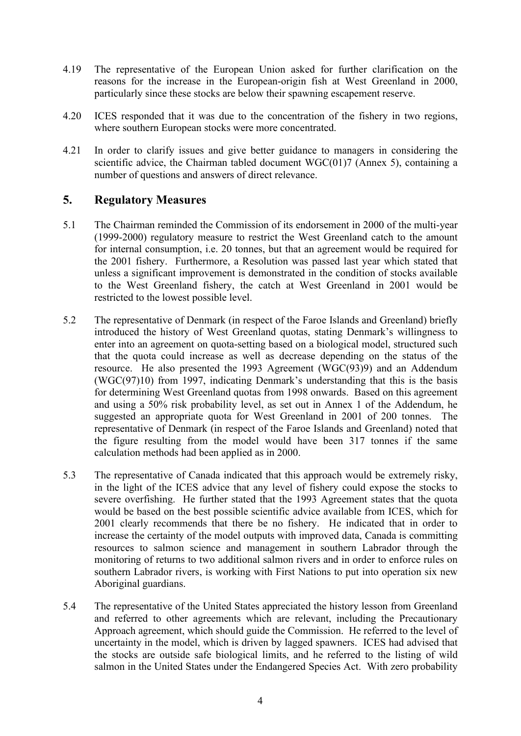4.19 The representative of the European Union asked for further clarification on the reasons for the increase in the European-origin fish at West Greenland in 2000, particularly since these stocks are below their spawning escapement reserve.

4.20 ICES responded that it was due to the concentration of the fishery in two regions, where southern European stocks were more concentrated.

4.21 In order to clarify issues and give better guidance to managers in considering the scientific advice, the Chairman tabled document WGC(01)7 (Annex 5), containing a number of questions and answers of direct relevance.

## 5. Regulatory Measures

5.1 The Chairman reminded the Commission of its endorsement in 2000 of the multi-year (1999-2000) regulatory measure to restrict the West Greenland catch to the amount for internal consumption, i.e. 20 tonnes, but that an agreement would be required for the 2001 fishery. Furthermore, a Resolution was passed last year which stated that unless a significant improvement is demonstrated in the condition of stocks available to the West Greenland fishery, the catch at West Greenland in 2001 would be restricted to the lowest possible level.

5.2 The representative of Denmark (in respect of the Faroe Islands and Greenland) briefly introduced the history of West Greenland quotas, stating Denmark's willingness to enter into an agreement on quota-setting based on a biological model, structured such that the quota could increase as well as decrease depending on the status of the resource. He also presented the 1993 Agreement (WGC(93)9) and an Addendum (WGC(97)10) from 1997, indicating Denmark's understanding that this is the basis for determining West Greenland quotas from 1998 onwards. Based on this agreement and using a 50% risk probability level, as set out in Annex 1 of the Addendum, he suggested an appropriate quota for West Greenland in 2001 of 200 tonnes. The representative of Denmark (in respect of the Faroe Islands and Greenland) noted that the figure resulting from the model would have been 317 tonnes if the same calculation methods had been applied as in 2000.

5.3 The representative of Canada indicated that this approach would be extremely risky, in the light of the ICES advice that any level of fishery could expose the stocks to severe overfishing. He further stated that the 1993 Agreement states that the quota would be based on the best possible scientific advice available from ICES, which for 2001 clearly recommends that there be no fishery. He indicated that in order to increase the certainty of the model outputs with improved data, Canada is committing resources to salmon science and management in southern Labrador through the monitoring of returns to two additional salmon rivers and in order to enforce rules on southern Labrador rivers, is working with First Nations to put into operation six new Aboriginal guardians.

5.4 The representative of the United States appreciated the history lesson from Greenland and referred to other agreements which are relevant, including the Precautionary Approach agreement, which should guide the Commission. He referred to the level of uncertainty in the model, which is driven by lagged spawners. ICES had advised that the stocks are outside safe biological limits, and he referred to the listing of wild salmon in the United States under the Endangered Species Act. With zero probability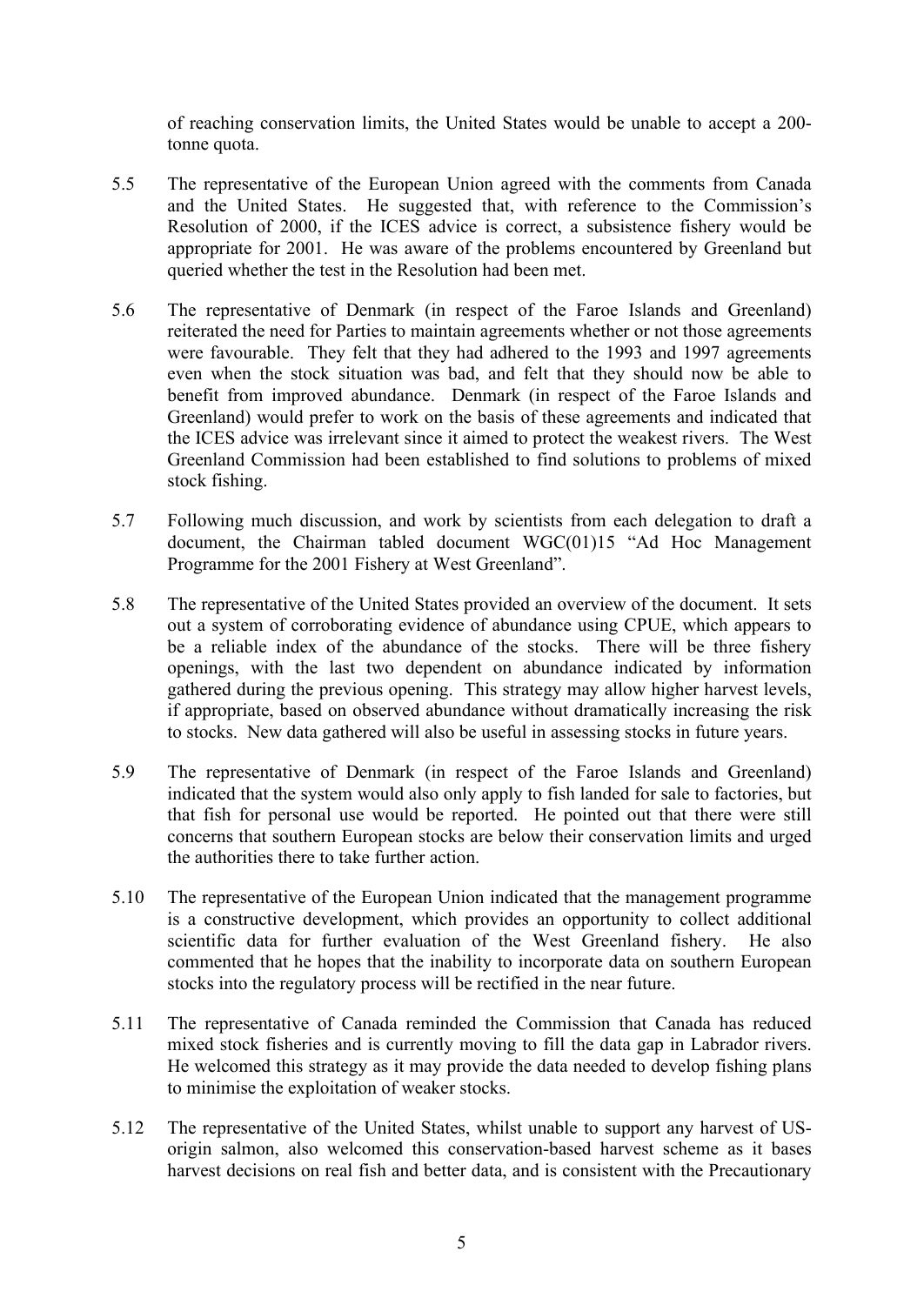of reaching conservation limits, the United States would be unable to accept a 200-tonne quota.

5.5 The representative of the European Union agreed with the comments from Canada and the United States. He suggested that, with reference to the Commission's Resolution of 2000, if the ICES advice is correct, a subsistence fishery would be appropriate for 2001. He was aware of the problems encountered by Greenland but queried whether the test in the Resolution had been met.

5.6 The representative of Denmark (in respect of the Faroe Islands and Greenland) reiterated the need for Parties to maintain agreements whether or not those agreements were favourable. They felt that they had adhered to the 1993 and 1997 agreements even when the stock situation was bad, and felt that they should now be able to benefit from improved abundance. Denmark (in respect of the Faroe Islands and Greenland) would prefer to work on the basis of these agreements and indicated that the ICES advice was irrelevant since it aimed to protect the weakest rivers. The West Greenland Commission had been established to find solutions to problems of mixed stock fishing.

5.7 Following much discussion, and work by scientists from each delegation to draft a document, the Chairman tabled document WGC(01)15 "Ad Hoc Management Programme for the 2001 Fishery at West Greenland".

5.8 The representative of the United States provided an overview of the document. It sets out a system of corroborating evidence of abundance using CPUE, which appears to be a reliable index of the abundance of the stocks. There will be three fishery openings, with the last two dependent on abundance indicated by information gathered during the previous opening. This strategy may allow higher harvest levels, if appropriate, based on observed abundance without dramatically increasing the risk to stocks. New data gathered will also be useful in assessing stocks in future years.

5.9 The representative of Denmark (in respect of the Faroe Islands and Greenland) indicated that the system would also only apply to fish landed for sale to factories, but that fish for personal use would be reported. He pointed out that there were still concerns that southern European stocks are below their conservation limits and urged the authorities there to take further action.

5.10 The representative of the European Union indicated that the management programme is a constructive development, which provides an opportunity to collect additional scientific data for further evaluation of the West Greenland fishery. He also commented that he hopes that the inability to incorporate data on southern European stocks into the regulatory process will be rectified in the near future.

5.11 The representative of Canada reminded the Commission that Canada has reduced mixed stock fisheries and is currently moving to fill the data gap in Labrador rivers. He welcomed this strategy as it may provide the data needed to develop fishing plans to minimise the exploitation of weaker stocks.

5.12 The representative of the United States, whilst unable to support any harvest of US-origin salmon, also welcomed this conservation-based harvest scheme as it bases harvest decisions on real fish and better data, and is consistent with the Precautionary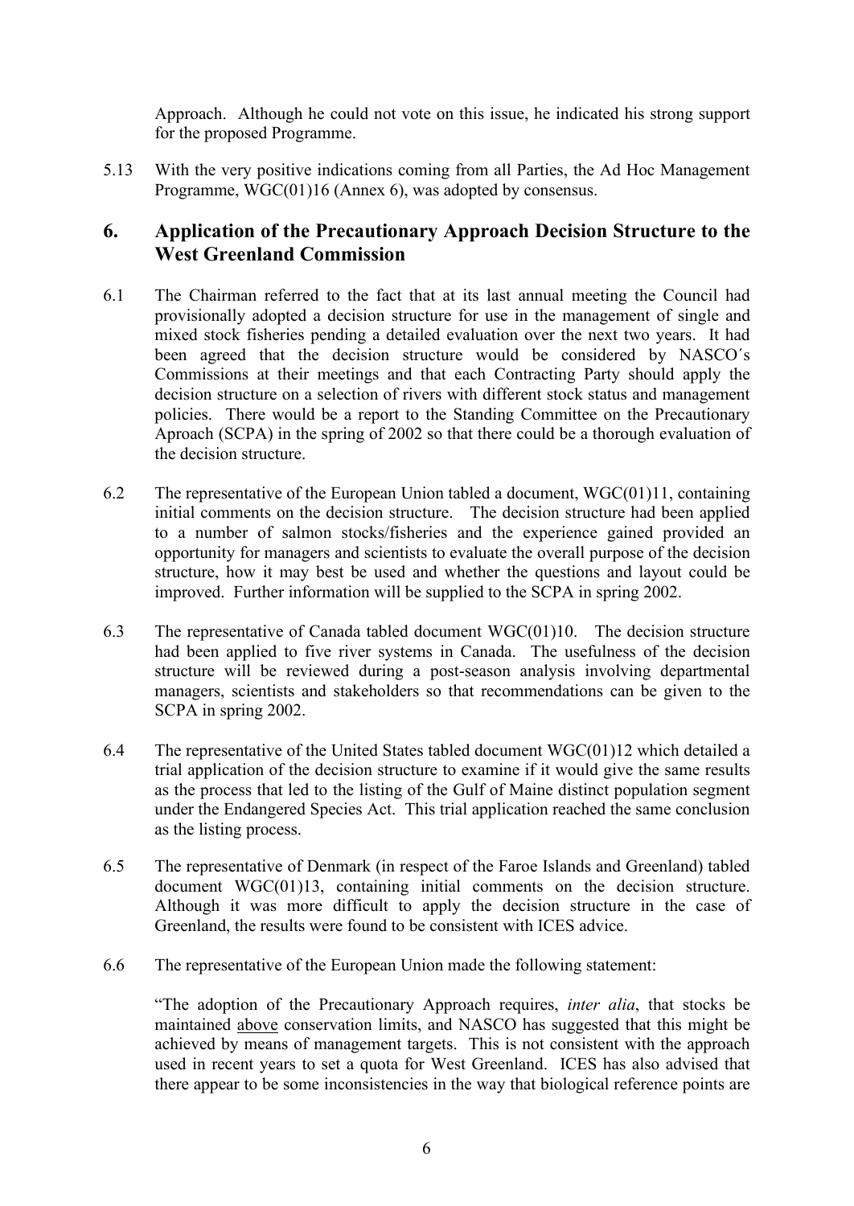Approach. Although he could not vote on this issue, he indicated his strong support for the proposed Programme.

5.13 With the very positive indications coming from all Parties, the Ad Hoc Management Programme, WGC(01)16 (Annex 6), was adopted by consensus.

## 6. Application of the Precautionary Approach Decision Structure to the West Greenland Commission

6.1 The Chairman referred to the fact that at its last annual meeting the Council had provisionally adopted a decision structure for use in the management of single and mixed stock fisheries pending a detailed evaluation over the next two years. It had been agreed that the decision structure would be considered by NASCO´s Commissions at their meetings and that each Contracting Party should apply the decision structure on a selection of rivers with different stock status and management policies. There would be a report to the Standing Committee on the Precautionary Aproach (SCPA) in the spring of 2002 so that there could be a thorough evaluation of the decision structure.

6.2 The representative of the European Union tabled a document, WGC(01)11, containing initial comments on the decision structure. The decision structure had been applied to a number of salmon stocks/fisheries and the experience gained provided an opportunity for managers and scientists to evaluate the overall purpose of the decision structure, how it may best be used and whether the questions and layout could be improved. Further information will be supplied to the SCPA in spring 2002.

6.3 The representative of Canada tabled document WGC(01)10. The decision structure had been applied to five river systems in Canada. The usefulness of the decision structure will be reviewed during a post-season analysis involving departmental managers, scientists and stakeholders so that recommendations can be given to the SCPA in spring 2002.

6.4 The representative of the United States tabled document WGC(01)12 which detailed a trial application of the decision structure to examine if it would give the same results as the process that led to the listing of the Gulf of Maine distinct population segment under the Endangered Species Act. This trial application reached the same conclusion as the listing process.

6.5 The representative of Denmark (in respect of the Faroe Islands and Greenland) tabled document WGC(01)13, containing initial comments on the decision structure. Although it was more difficult to apply the decision structure in the case of Greenland, the results were found to be consistent with ICES advice.

6.6 The representative of the European Union made the following statement:

"The adoption of the Precautionary Approach requires, *inter alia*, that stocks be maintained <u>above</u> conservation limits, and NASCO has suggested that this might be achieved by means of management targets. This is not consistent with the approach used in recent years to set a quota for West Greenland. ICES has also advised that there appear to be some inconsistencies in the way that biological reference points are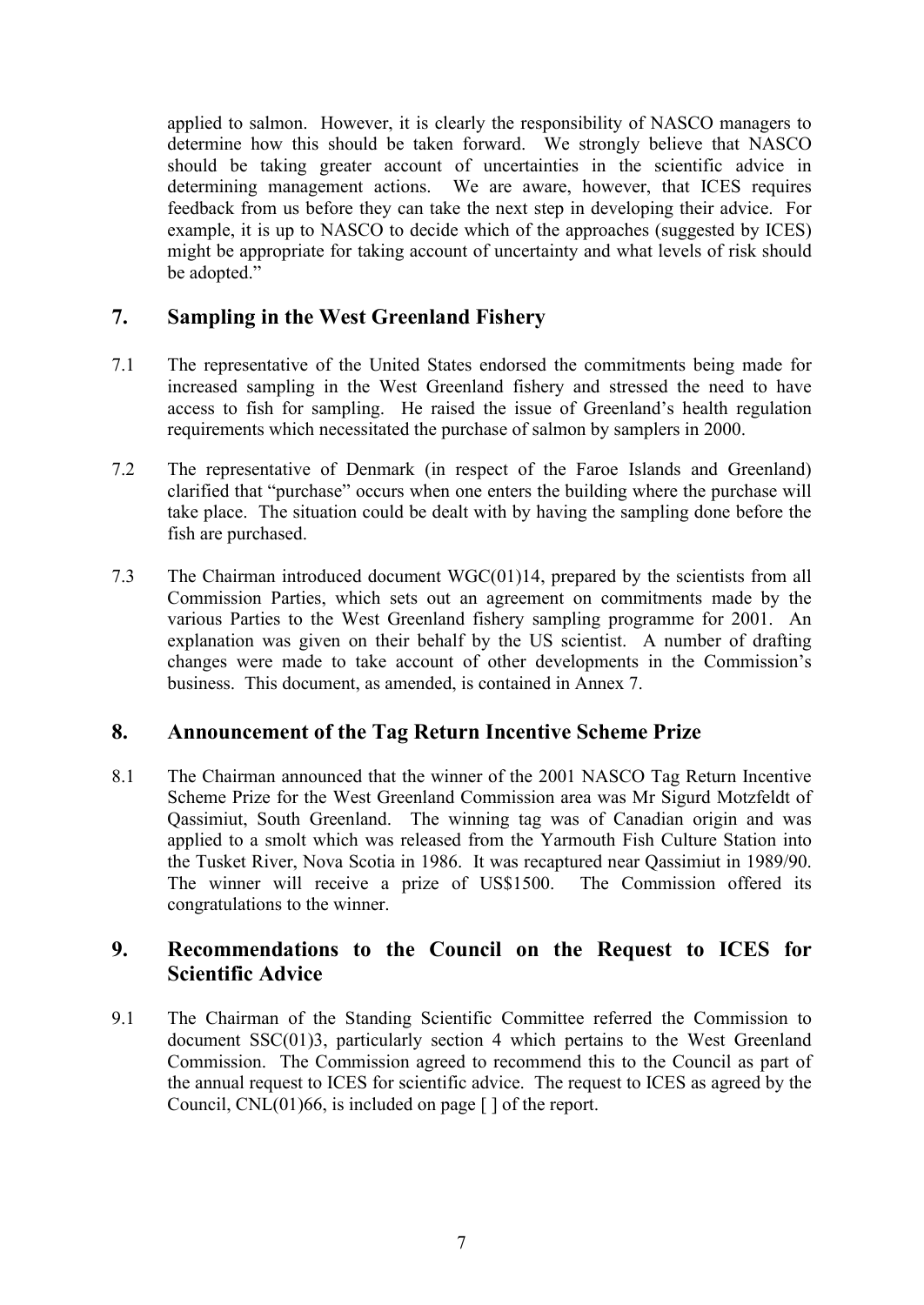applied to salmon. However, it is clearly the responsibility of NASCO managers to determine how this should be taken forward. We strongly believe that NASCO should be taking greater account of uncertainties in the scientific advice in determining management actions. We are aware, however, that ICES requires feedback from us before they can take the next step in developing their advice. For example, it is up to NASCO to decide which of the approaches (suggested by ICES) might be appropriate for taking account of uncertainty and what levels of risk should be adopted."

## 7. Sampling in the West Greenland Fishery

7.1 The representative of the United States endorsed the commitments being made for increased sampling in the West Greenland fishery and stressed the need to have access to fish for sampling. He raised the issue of Greenland's health regulation requirements which necessitated the purchase of salmon by samplers in 2000.

7.2 The representative of Denmark (in respect of the Faroe Islands and Greenland) clarified that "purchase" occurs when one enters the building where the purchase will take place. The situation could be dealt with by having the sampling done before the fish are purchased.

7.3 The Chairman introduced document WGC(01)14, prepared by the scientists from all Commission Parties, which sets out an agreement on commitments made by the various Parties to the West Greenland fishery sampling programme for 2001. An explanation was given on their behalf by the US scientist. A number of drafting changes were made to take account of other developments in the Commission's business. This document, as amended, is contained in Annex 7.

## 8. Announcement of the Tag Return Incentive Scheme Prize

8.1 The Chairman announced that the winner of the 2001 NASCO Tag Return Incentive Scheme Prize for the West Greenland Commission area was Mr Sigurd Motzfeldt of Qassimiut, South Greenland. The winning tag was of Canadian origin and was applied to a smolt which was released from the Yarmouth Fish Culture Station into the Tusket River, Nova Scotia in 1986. It was recaptured near Qassimiut in 1989/90. The winner will receive a prize of US$1500. The Commission offered its congratulations to the winner.

## 9. Recommendations to the Council on the Request to ICES for Scientific Advice

9.1 The Chairman of the Standing Scientific Committee referred the Commission to document SSC(01)3, particularly section 4 which pertains to the West Greenland Commission. The Commission agreed to recommend this to the Council as part of the annual request to ICES for scientific advice. The request to ICES as agreed by the Council, CNL(01)66, is included on page [ ] of the report.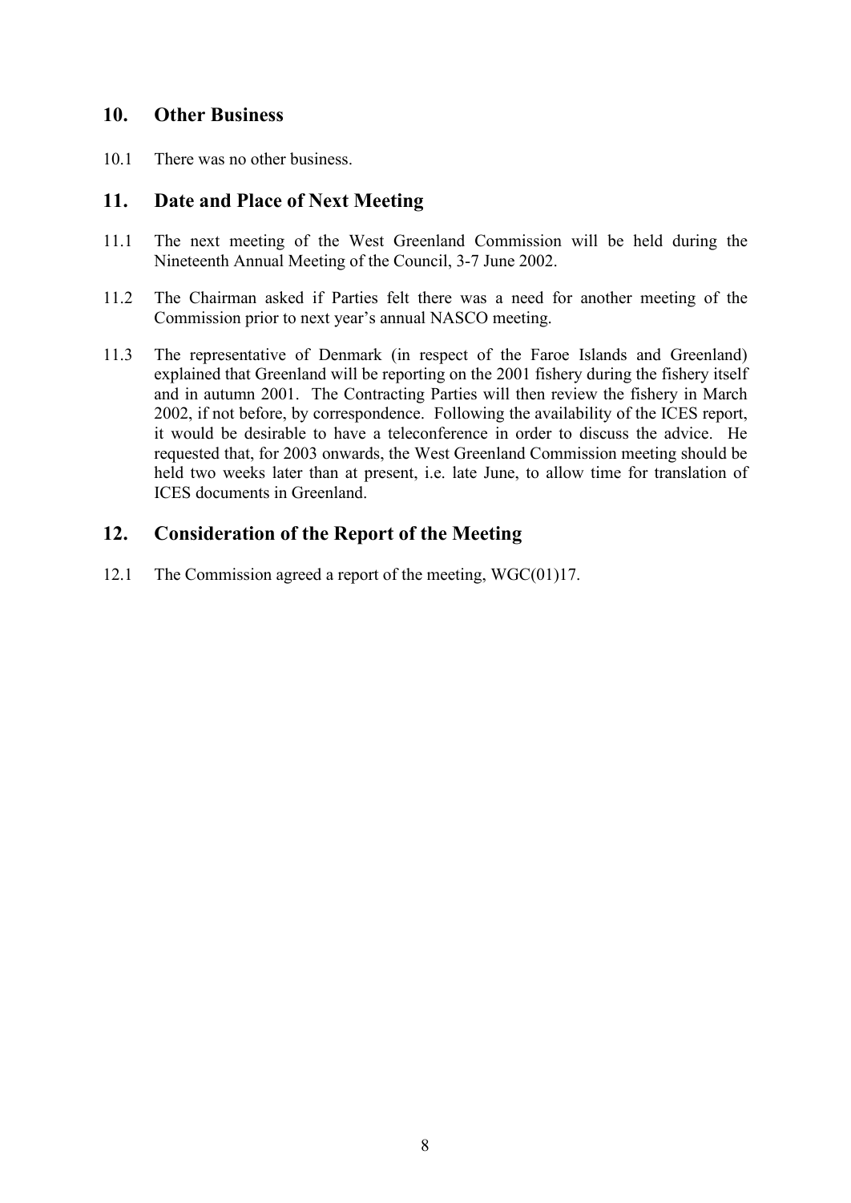## 10. Other Business

10.1 There was no other business.

## 11. Date and Place of Next Meeting

11.1 The next meeting of the West Greenland Commission will be held during the Nineteenth Annual Meeting of the Council, 3-7 June 2002.

11.2 The Chairman asked if Parties felt there was a need for another meeting of the Commission prior to next year's annual NASCO meeting.

11.3 The representative of Denmark (in respect of the Faroe Islands and Greenland) explained that Greenland will be reporting on the 2001 fishery during the fishery itself and in autumn 2001. The Contracting Parties will then review the fishery in March 2002, if not before, by correspondence. Following the availability of the ICES report, it would be desirable to have a teleconference in order to discuss the advice. He requested that, for 2003 onwards, the West Greenland Commission meeting should be held two weeks later than at present, i.e. late June, to allow time for translation of ICES documents in Greenland.

## 12. Consideration of the Report of the Meeting

12.1 The Commission agreed a report of the meeting, WGC(01)17.